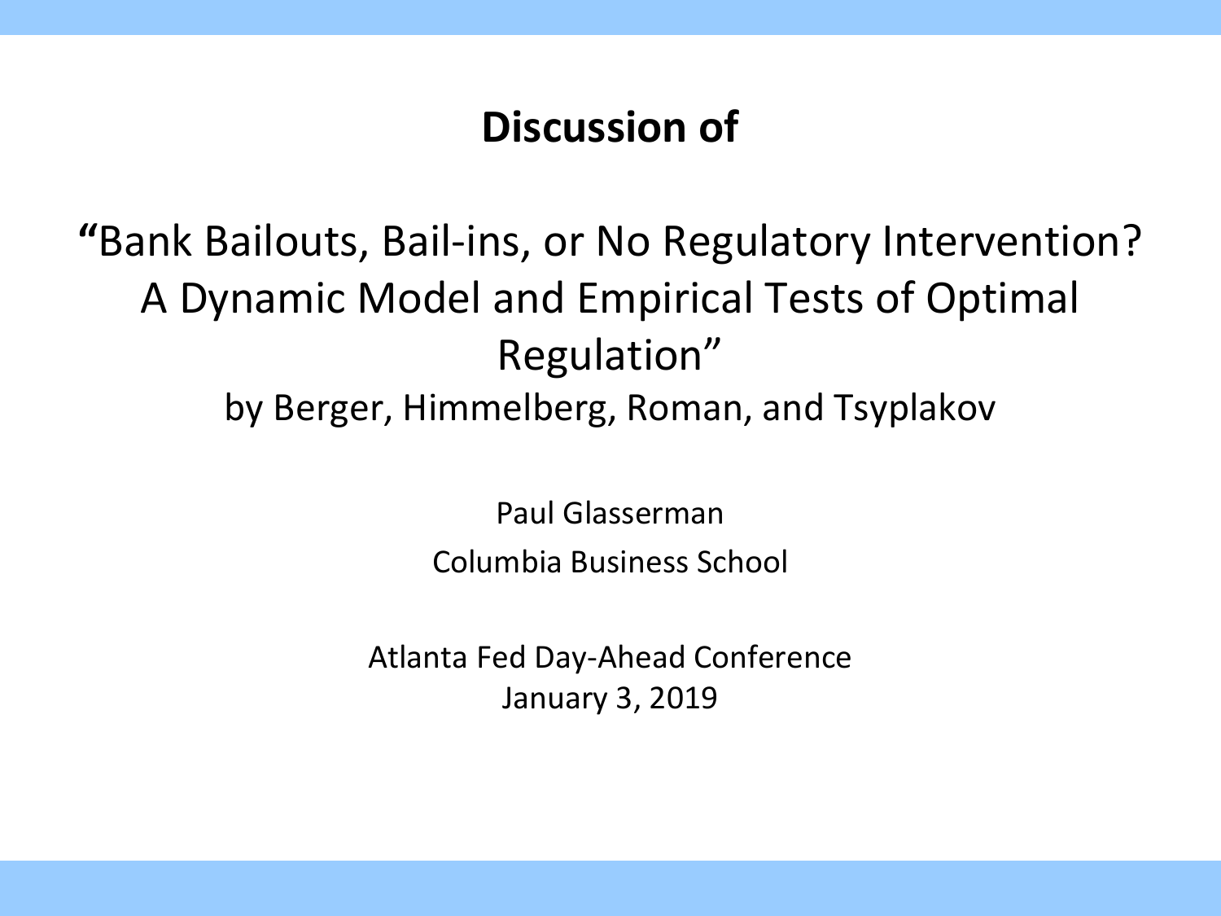# Discussion of

## "Bank Bailouts, Bail-ins, or No Regulatory Intervention? A Dynamic Model and Empirical Tests of Optimal Regulation"

by Berger, Himmelberg, Roman, and Tsyplakov

Paul Glasserman

Columbia Business School

Atlanta Fed Day-Ahead Conference

January 3, 2019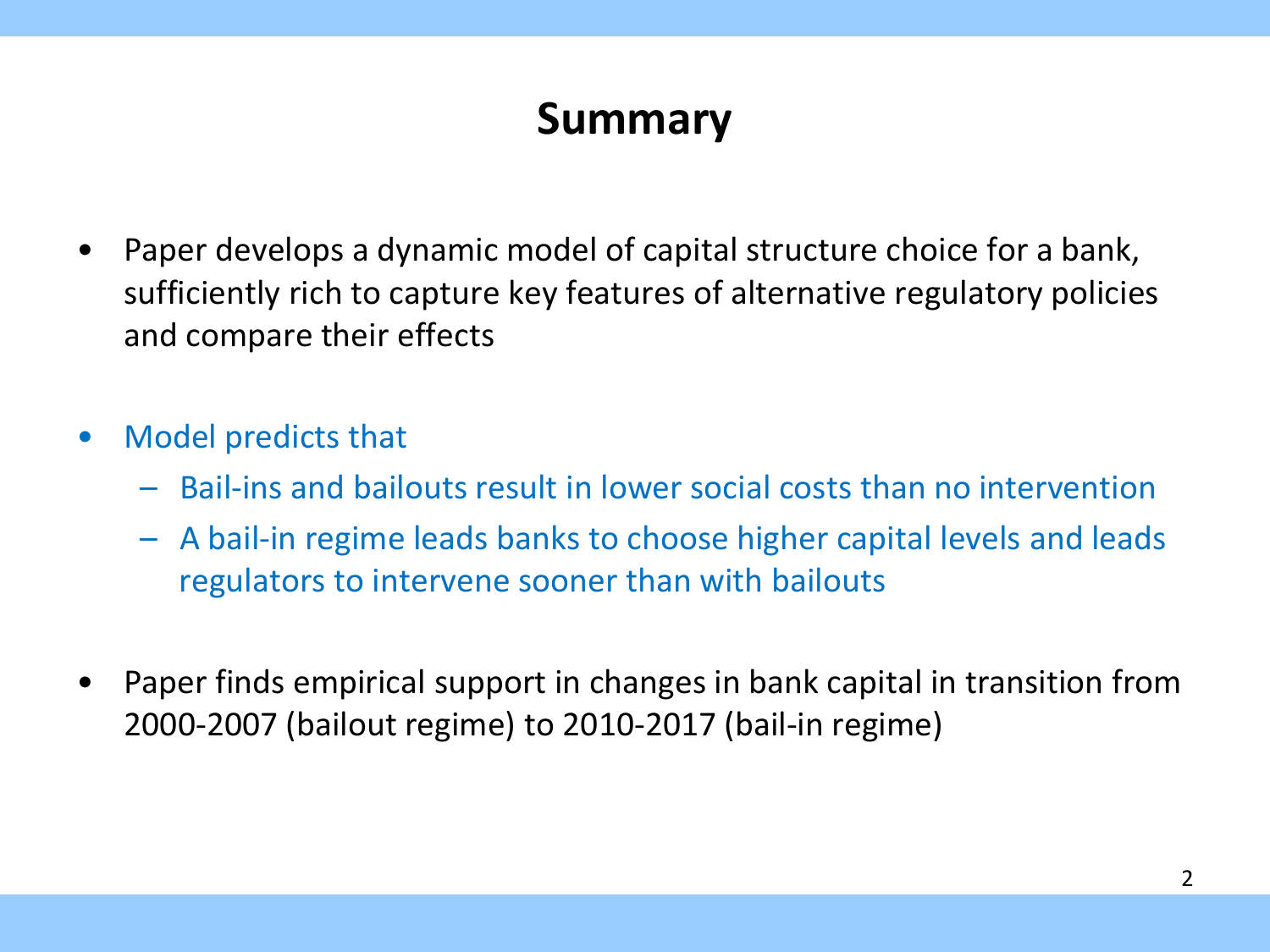# Summary

- Paper develops a dynamic model of capital structure choice for a bank, sufficiently rich to capture key features of alternative regulatory policies and compare their effects
- Model predicts that
  - Bail-ins and bailouts result in lower social costs than no intervention
  - A bail-in regime leads banks to choose higher capital levels and leads regulators to intervene sooner than with bailouts
- Paper finds empirical support in changes in bank capital in transition from 2000-2007 (bailout regime) to 2010-2017 (bail-in regime)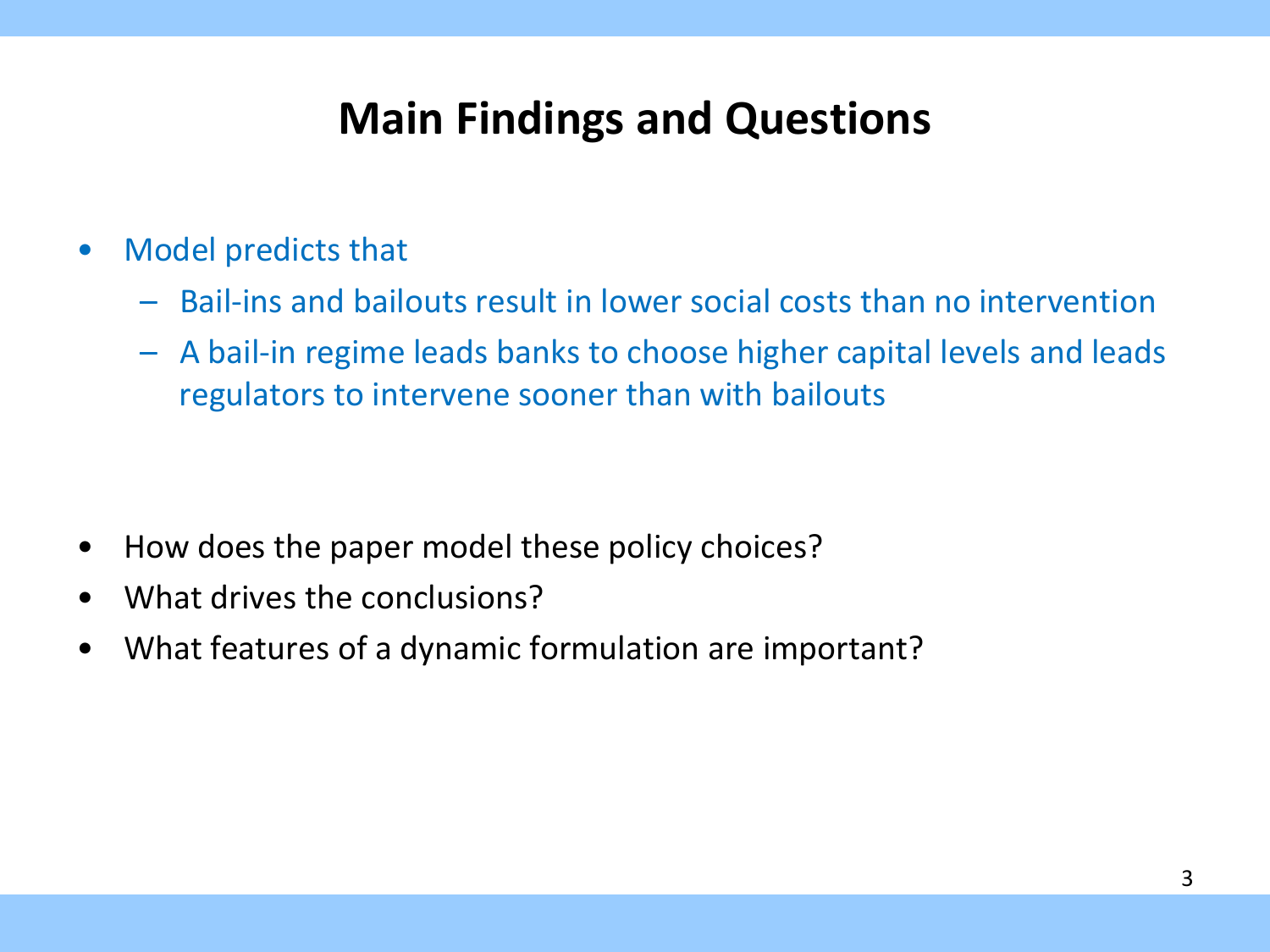# Main Findings and Questions

- Model predicts that
  - Bail-ins and bailouts result in lower social costs than no intervention
  - A bail-in regime leads banks to choose higher capital levels and leads regulators to intervene sooner than with bailouts

- How does the paper model these policy choices?
- What drives the conclusions?
- What features of a dynamic formulation are important?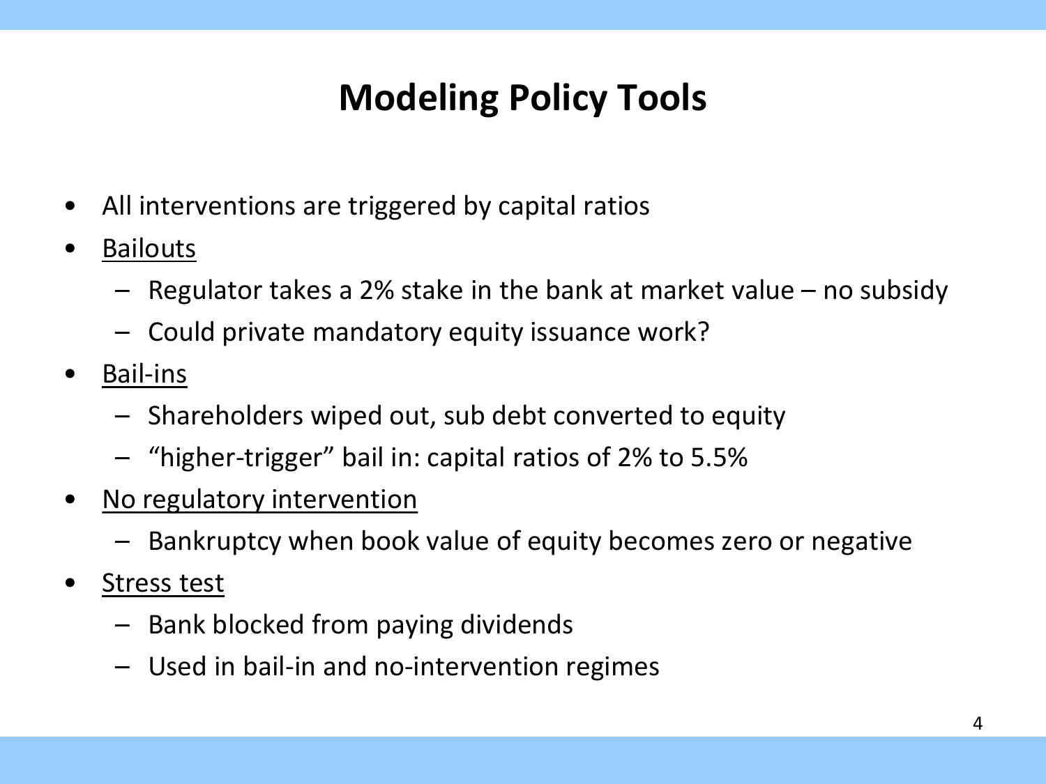# Modeling Policy Tools

- All interventions are triggered by capital ratios
- Bailouts
  - Regulator takes a 2% stake in the bank at market value – no subsidy
  - Could private mandatory equity issuance work?
- Bail-ins
  - Shareholders wiped out, sub debt converted to equity
  - "higher-trigger" bail in: capital ratios of 2% to 5.5%
- No regulatory intervention
  - Bankruptcy when book value of equity becomes zero or negative
- Stress test
  - Bank blocked from paying dividends
  - Used in bail-in and no-intervention regimes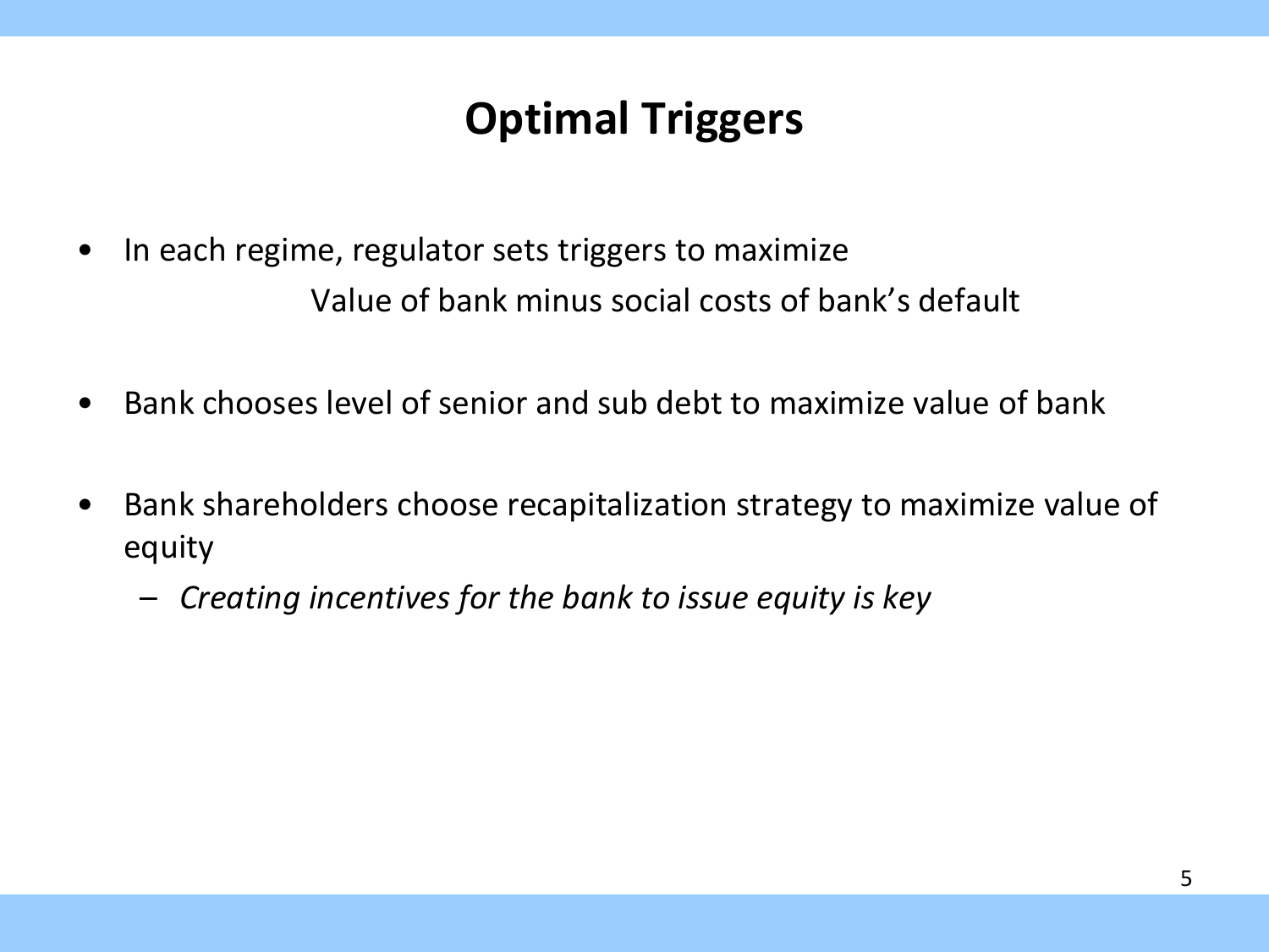# Optimal Triggers

- In each regime, regulator sets triggers to maximize

  Value of bank minus social costs of bank's default

- Bank chooses level of senior and sub debt to maximize value of bank

- Bank shareholders choose recapitalization strategy to maximize value of equity
  - *Creating incentives for the bank to issue equity is key*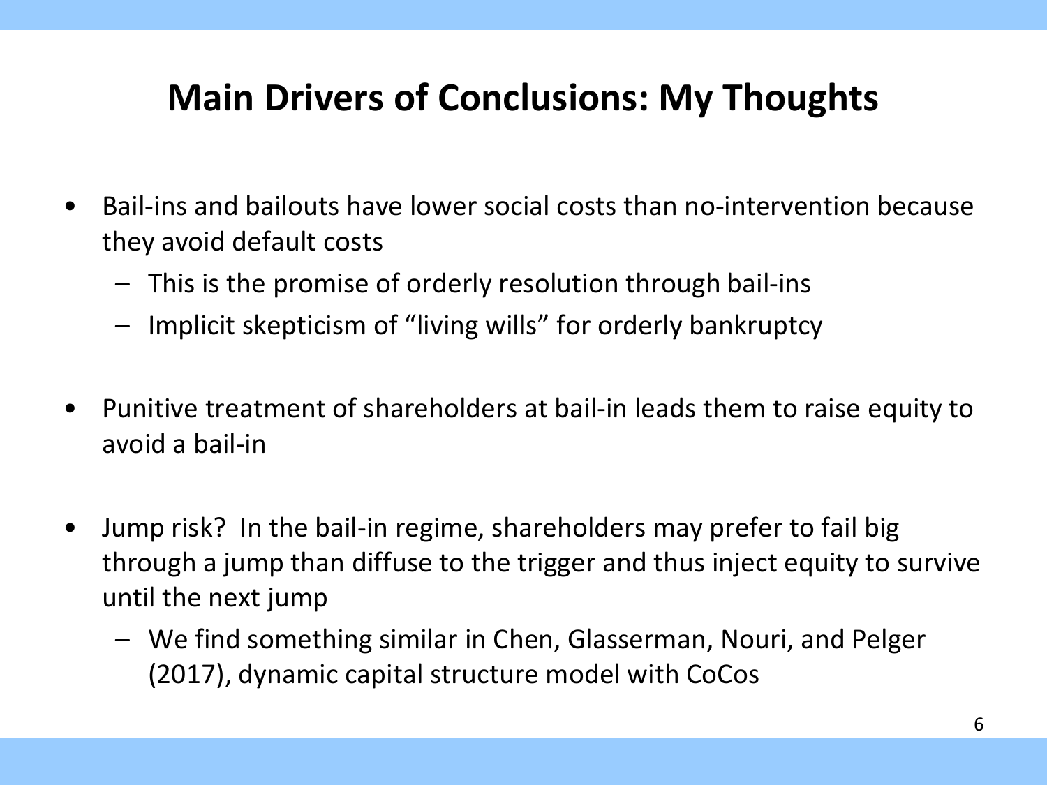# Main Drivers of Conclusions: My Thoughts

- Bail-ins and bailouts have lower social costs than no-intervention because they avoid default costs
  - This is the promise of orderly resolution through bail-ins
  - Implicit skepticism of "living wills" for orderly bankruptcy

- Punitive treatment of shareholders at bail-in leads them to raise equity to avoid a bail-in

- Jump risk? In the bail-in regime, shareholders may prefer to fail big through a jump than diffuse to the trigger and thus inject equity to survive until the next jump
  - We find something similar in Chen, Glasserman, Nouri, and Pelger (2017), dynamic capital structure model with CoCos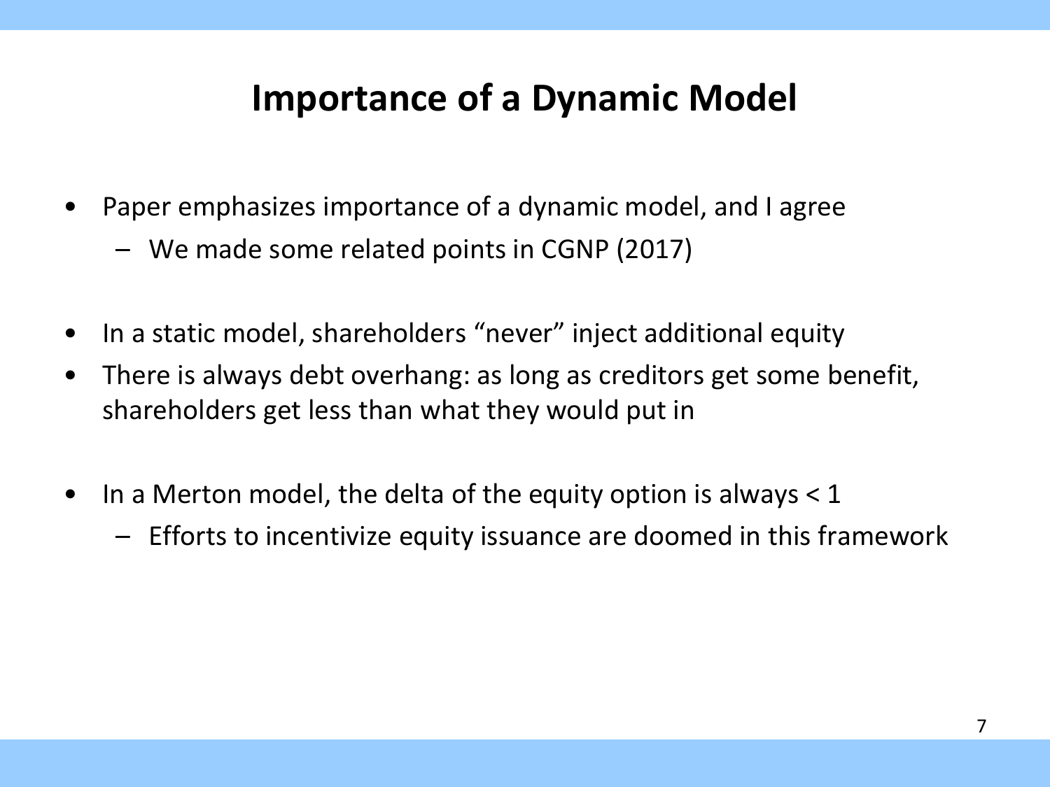# Importance of a Dynamic Model

- Paper emphasizes importance of a dynamic model, and I agree
  - We made some related points in CGNP (2017)

- In a static model, shareholders "never" inject additional equity
- There is always debt overhang: as long as creditors get some benefit, shareholders get less than what they would put in

- In a Merton model, the delta of the equity option is always < 1
  - Efforts to incentivize equity issuance are doomed in this framework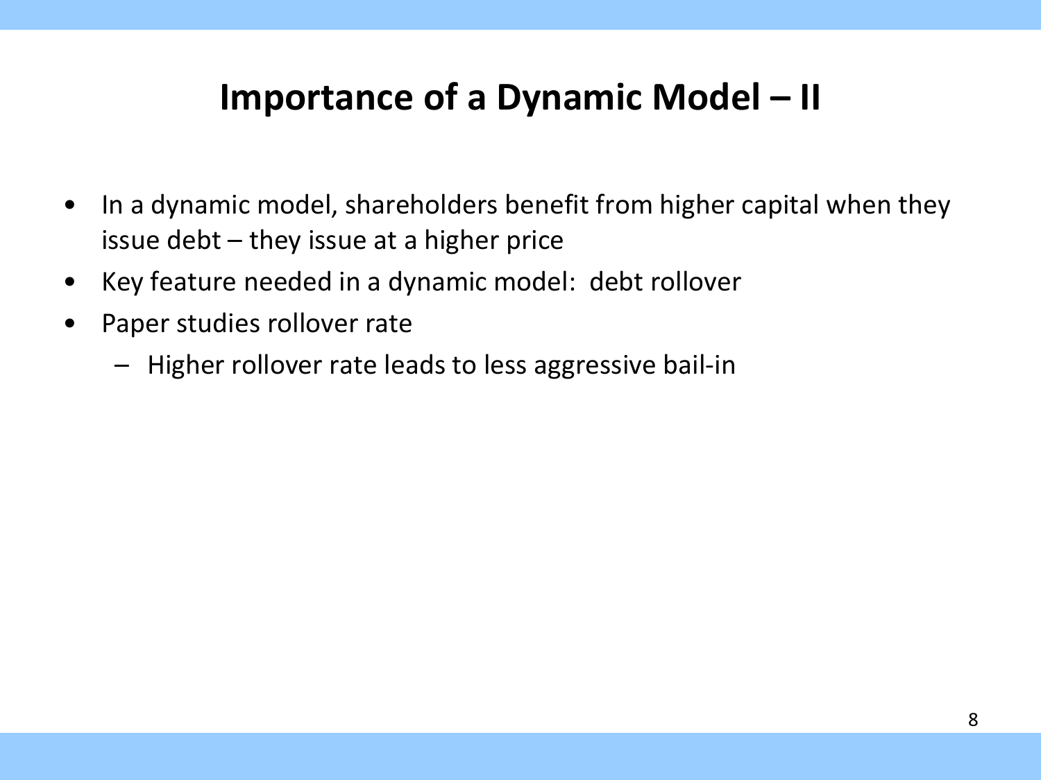# Importance of a Dynamic Model – II

- In a dynamic model, shareholders benefit from higher capital when they issue debt – they issue at a higher price
- Key feature needed in a dynamic model: debt rollover
- Paper studies rollover rate
  - Higher rollover rate leads to less aggressive bail-in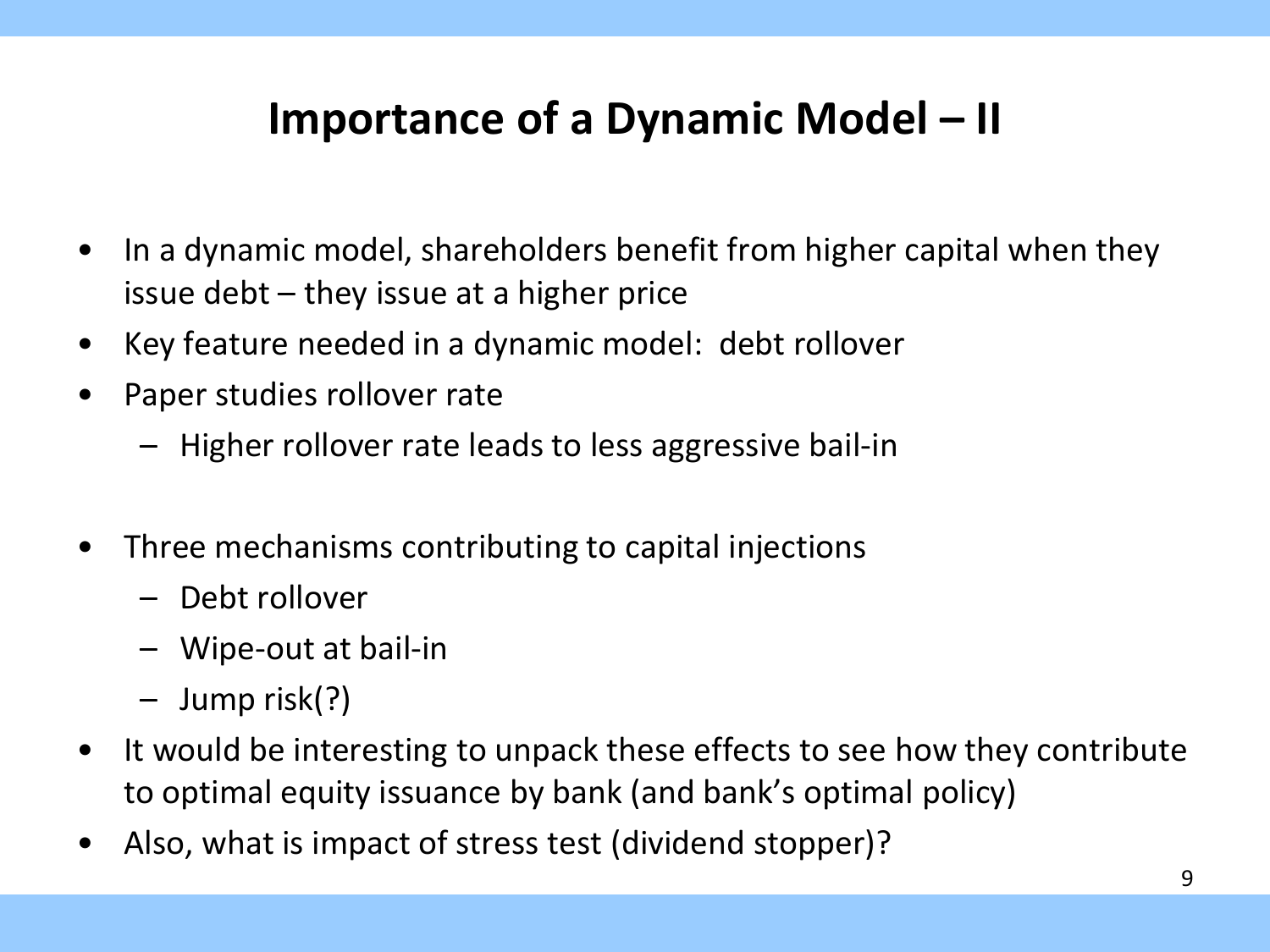# Importance of a Dynamic Model – II

- In a dynamic model, shareholders benefit from higher capital when they issue debt – they issue at a higher price
- Key feature needed in a dynamic model: debt rollover
- Paper studies rollover rate
  - Higher rollover rate leads to less aggressive bail-in
- Three mechanisms contributing to capital injections
  - Debt rollover
  - Wipe-out at bail-in
  - Jump risk(?)
- It would be interesting to unpack these effects to see how they contribute to optimal equity issuance by bank (and bank's optimal policy)
- Also, what is impact of stress test (dividend stopper)?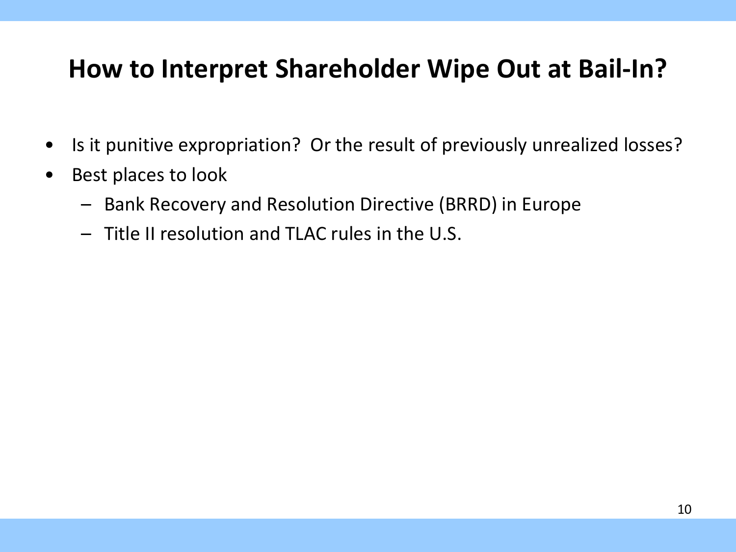## How to Interpret Shareholder Wipe Out at Bail-In?

- Is it punitive expropriation?  Or the result of previously unrealized losses?
- Best places to look
  - Bank Recovery and Resolution Directive (BRRD) in Europe
  - Title II resolution and TLAC rules in the U.S.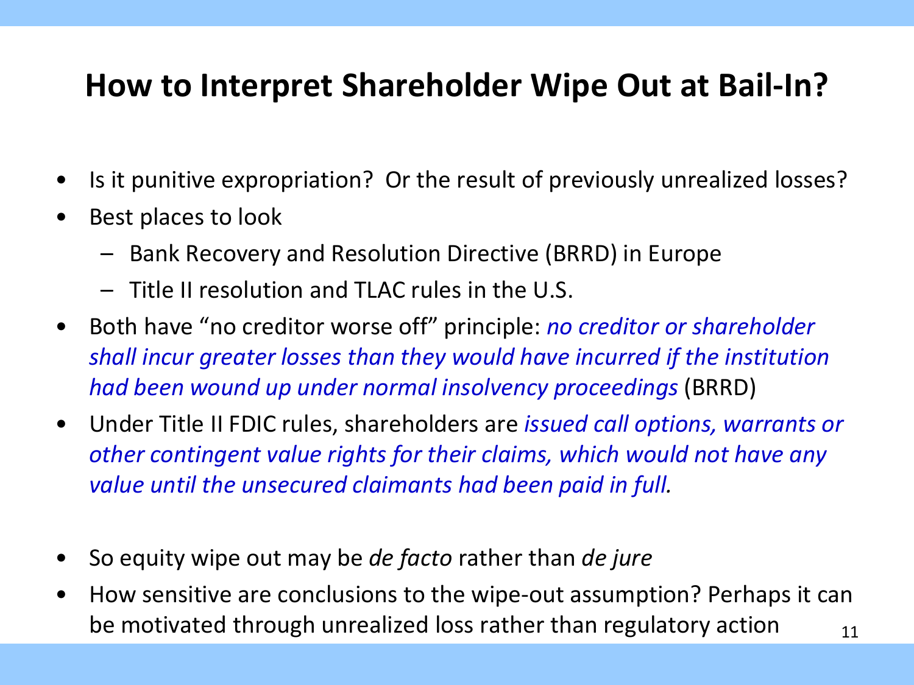# How to Interpret Shareholder Wipe Out at Bail-In?

- Is it punitive expropriation? Or the result of previously unrealized losses?
- Best places to look
  - Bank Recovery and Resolution Directive (BRRD) in Europe
  - Title II resolution and TLAC rules in the U.S.
- Both have "no creditor worse off" principle: *no creditor or shareholder shall incur greater losses than they would have incurred if the institution had been wound up under normal insolvency proceedings* (BRRD)
- Under Title II FDIC rules, shareholders are *issued call options, warrants or other contingent value rights for their claims, which would not have any value until the unsecured claimants had been paid in full.*

- So equity wipe out may be *de facto* rather than *de jure*
- How sensitive are conclusions to the wipe-out assumption? Perhaps it can be motivated through unrealized loss rather than regulatory action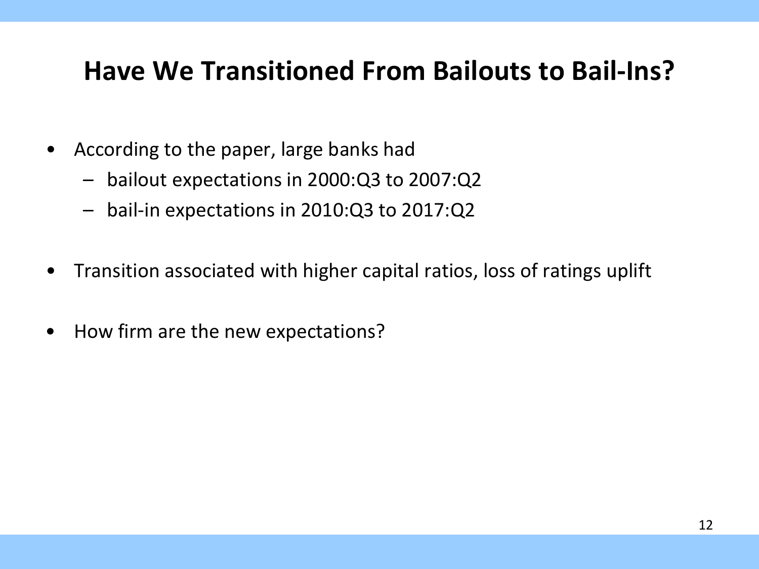# Have We Transitioned From Bailouts to Bail-Ins?

- According to the paper, large banks had
  - bailout expectations in 2000:Q3 to 2007:Q2
  - bail-in expectations in 2010:Q3 to 2017:Q2
- Transition associated with higher capital ratios, loss of ratings uplift
- How firm are the new expectations?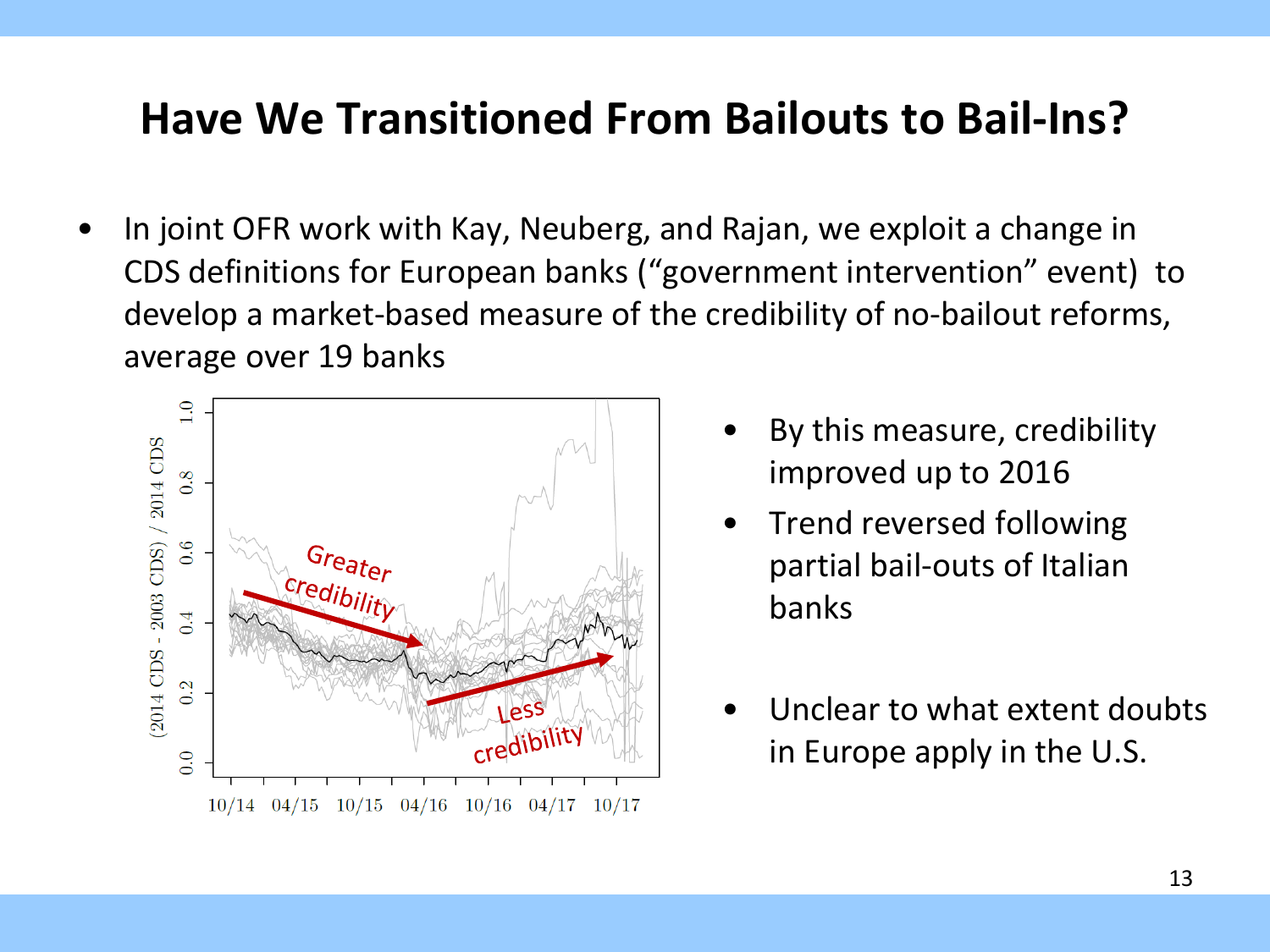# Have We Transitioned From Bailouts to Bail-Ins?

- In joint OFR work with Kay, Neuberg, and Rajan, we exploit a change in CDS definitions for European banks ("government intervention" event) to develop a market-based measure of the credibility of no-bailout reforms, average over 19 banks

- By this measure, credibility improved up to 2016
- Trend reversed following partial bail-outs of Italian banks
- Unclear to what extent doubts in Europe apply in the U.S.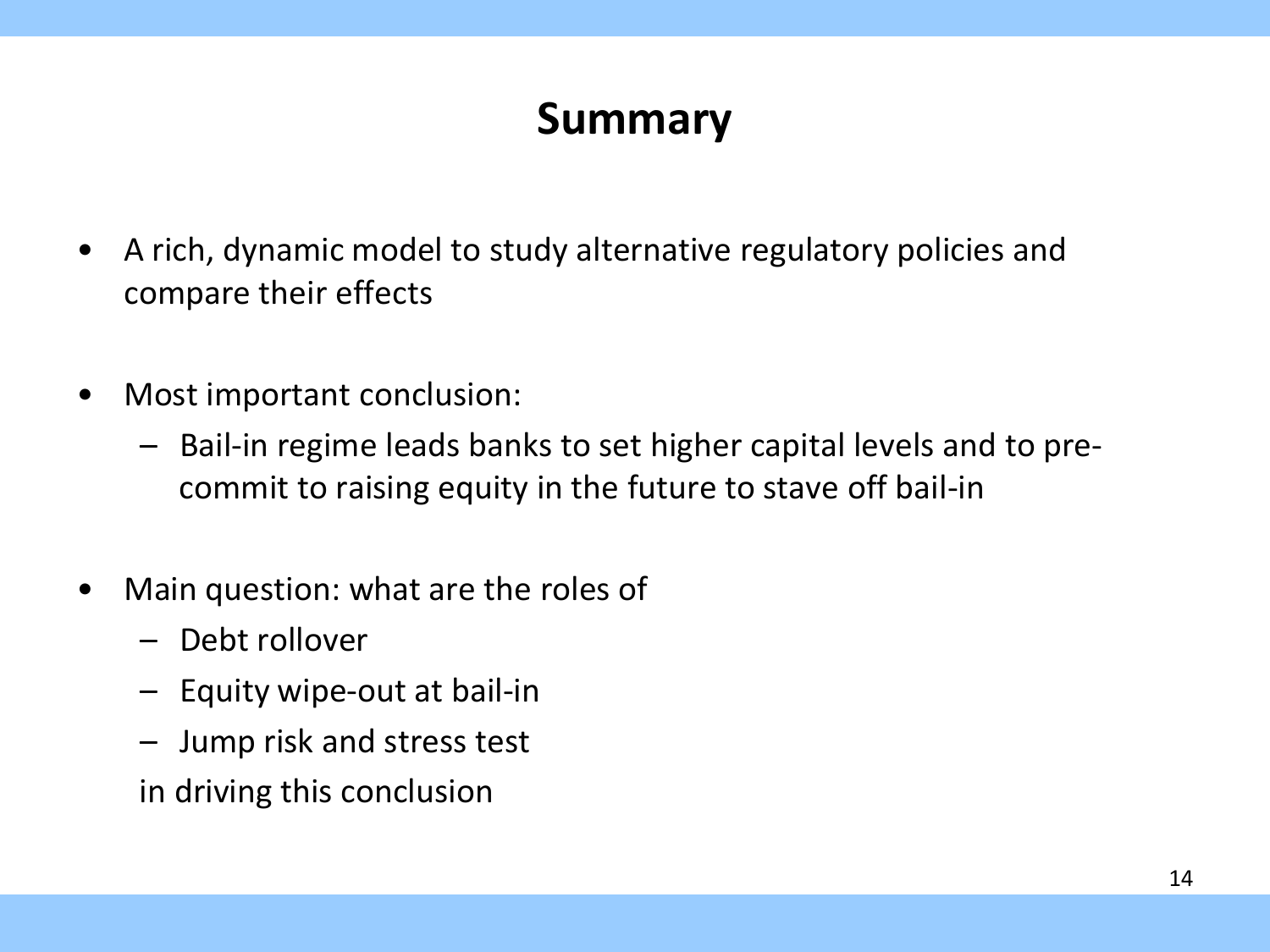# Summary

- A rich, dynamic model to study alternative regulatory policies and compare their effects
- Most important conclusion:
  - Bail-in regime leads banks to set higher capital levels and to pre-commit to raising equity in the future to stave off bail-in
- Main question: what are the roles of
  - Debt rollover
  - Equity wipe-out at bail-in
  - Jump risk and stress test

  in driving this conclusion